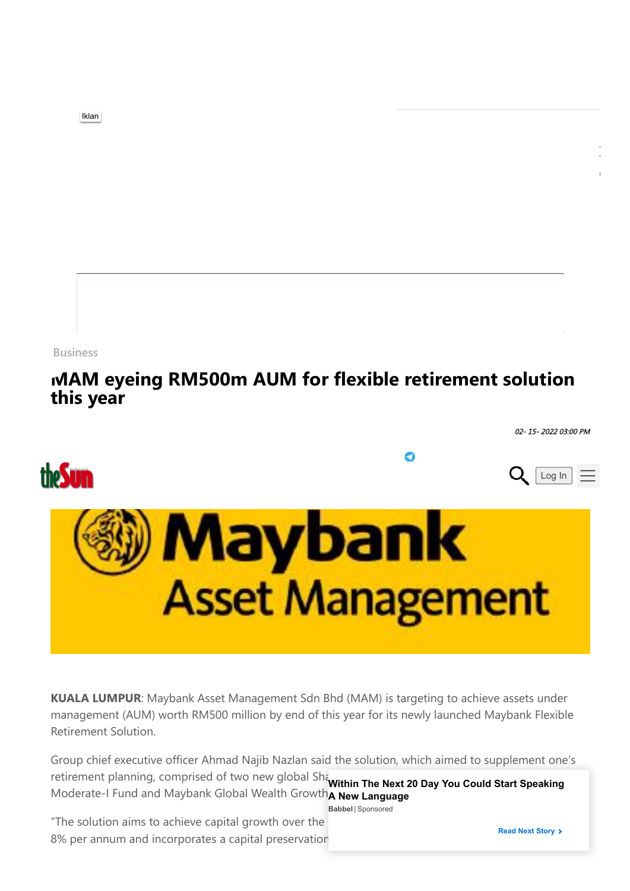Business

# MAM eyeing RM500m AUM for flexible retirement solution this year

*02- 15- 2022 03:00 PM*

**KUALA LUMPUR**: Maybank Asset Management Sdn Bhd (MAM) is targeting to achieve assets under management (AUM) worth RM500 million by end of this year for its newly launched Maybank Flexible Retirement Solution.

Group chief executive officer Ahmad Najib Nazlan said the solution, which aimed to supplement one's retirement planning, comprised of two new global Sha… Moderate-I Fund and Maybank Global Wealth Growth…

"The solution aims to achieve capital growth over the … 8% per annum and incorporates a capital preservation…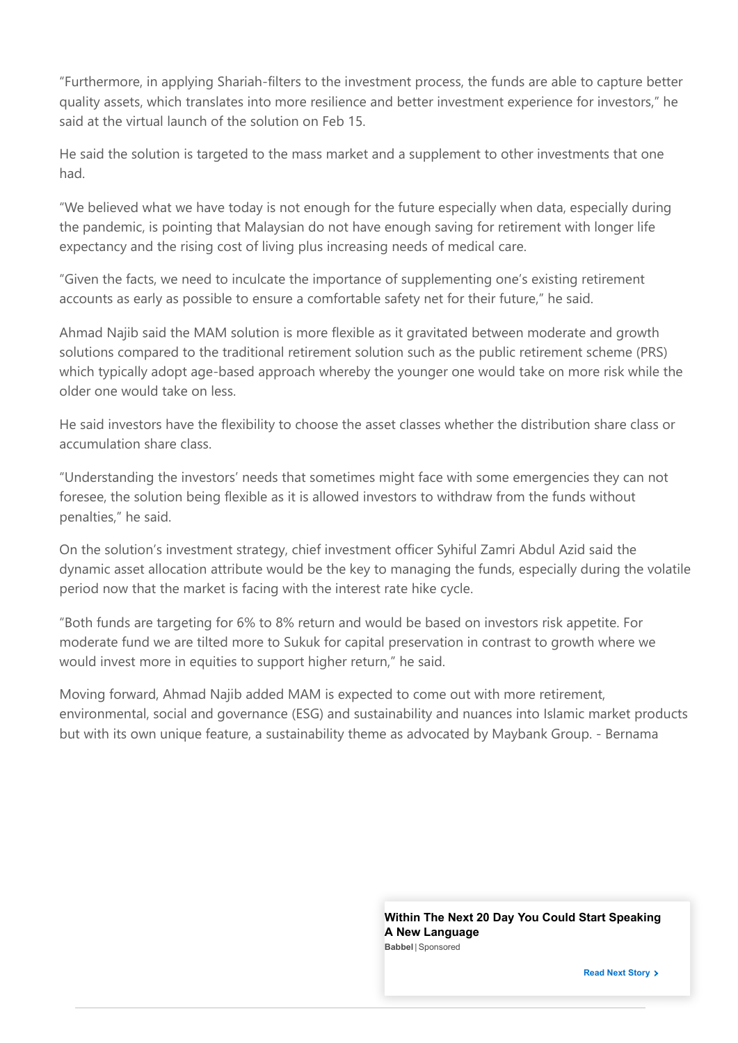"Furthermore, in applying Shariah-filters to the investment process, the funds are able to capture better quality assets, which translates into more resilience and better investment experience for investors," he said at the virtual launch of the solution on Feb 15.

He said the solution is targeted to the mass market and a supplement to other investments that one had.

"We believed what we have today is not enough for the future especially when data, especially during the pandemic, is pointing that Malaysian do not have enough saving for retirement with longer life expectancy and the rising cost of living plus increasing needs of medical care.

"Given the facts, we need to inculcate the importance of supplementing one's existing retirement accounts as early as possible to ensure a comfortable safety net for their future," he said.

Ahmad Najib said the MAM solution is more flexible as it gravitated between moderate and growth solutions compared to the traditional retirement solution such as the public retirement scheme (PRS) which typically adopt age-based approach whereby the younger one would take on more risk while the older one would take on less.

He said investors have the flexibility to choose the asset classes whether the distribution share class or accumulation share class.

"Understanding the investors' needs that sometimes might face with some emergencies they can not foresee, the solution being flexible as it is allowed investors to withdraw from the funds without penalties," he said.

On the solution's investment strategy, chief investment officer Syhiful Zamri Abdul Azid said the dynamic asset allocation attribute would be the key to managing the funds, especially during the volatile period now that the market is facing with the interest rate hike cycle.

"Both funds are targeting for 6% to 8% return and would be based on investors risk appetite. For moderate fund we are tilted more to Sukuk for capital preservation in contrast to growth where we would invest more in equities to support higher return," he said.

Moving forward, Ahmad Najib added MAM is expected to come out with more retirement, environmental, social and governance (ESG) and sustainability and nuances into Islamic market products but with its own unique feature, a sustainability theme as advocated by Maybank Group. - Bernama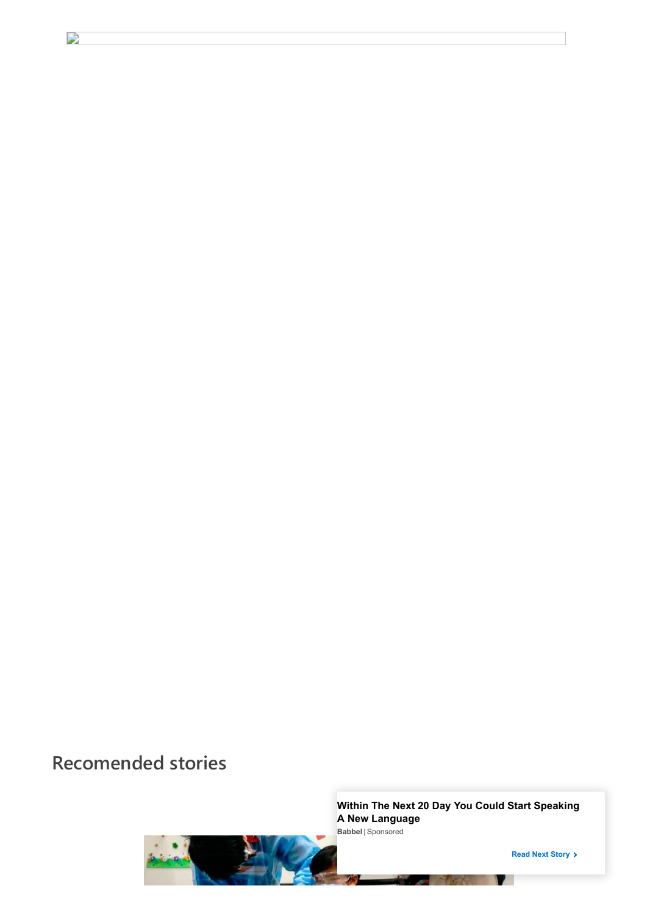## Recomended stories

**Within The Next 20 Day You Could Start Speaking A New Language**

**Babbel** | Sponsored

**Read Next Story**